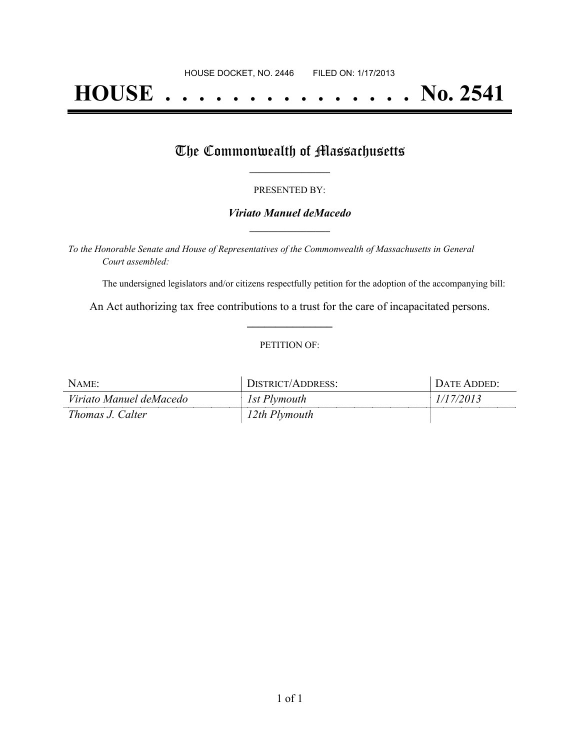HOUSE DOCKET, NO. 2446 FILED ON: 1/17/2013

# HOUSE . . . . . . . . . . . . . . . No. 2541

## The Commonwealth of Massachusetts

PRESENTED BY:

***Viriato Manuel deMacedo***

*To the Honorable Senate and House of Representatives of the Commonwealth of Massachusetts in General Court assembled:*

The undersigned legislators and/or citizens respectfully petition for the adoption of the accompanying bill:

An Act authorizing tax free contributions to a trust for the care of incapacitated persons.

PETITION OF:

| NAME: | DISTRICT/ADDRESS: | DATE ADDED: |
| --- | --- | --- |
| *Viriato Manuel deMacedo* | *1st Plymouth* | *1/17/2013* |
| *Thomas J. Calter* | *12th Plymouth* | |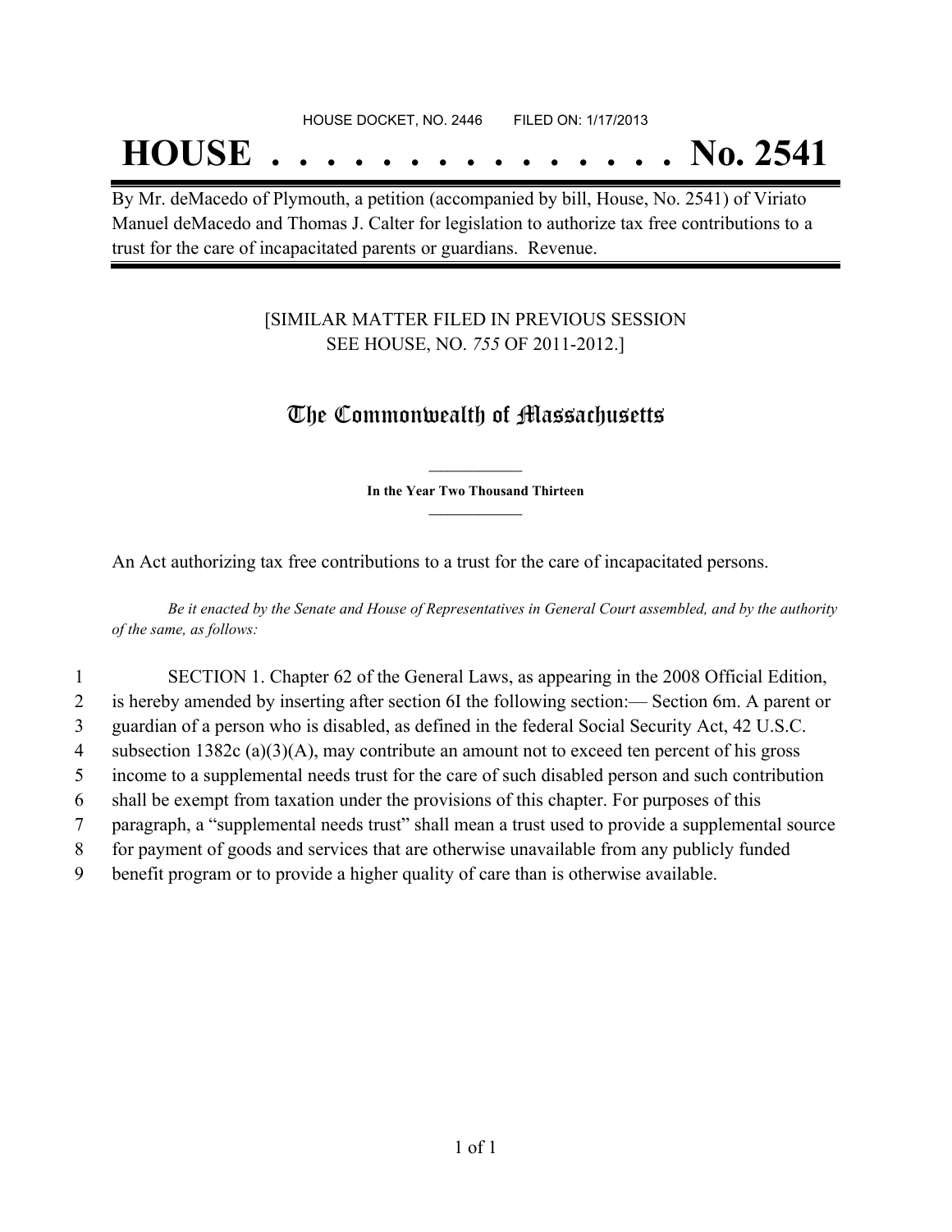HOUSE DOCKET, NO. 2446 FILED ON: 1/17/2013

# HOUSE . . . . . . . . . . . . . . . No. 2541

By Mr. deMacedo of Plymouth, a petition (accompanied by bill, House, No. 2541) of Viriato Manuel deMacedo and Thomas J. Calter for legislation to authorize tax free contributions to a trust for the care of incapacitated parents or guardians. Revenue.

[SIMILAR MATTER FILED IN PREVIOUS SESSION
SEE HOUSE, NO. *755* OF 2011-2012.]

## The Commonwealth of Massachusetts

**In the Year Two Thousand Thirteen**

An Act authorizing tax free contributions to a trust for the care of incapacitated persons.

*Be it enacted by the Senate and House of Representatives in General Court assembled, and by the authority of the same, as follows:*

1 SECTION 1. Chapter 62 of the General Laws, as appearing in the 2008 Official Edition,
2 is hereby amended by inserting after section 6I the following section:— Section 6m. A parent or
3 guardian of a person who is disabled, as defined in the federal Social Security Act, 42 U.S.C.
4 subsection 1382c (a)(3)(A), may contribute an amount not to exceed ten percent of his gross
5 income to a supplemental needs trust for the care of such disabled person and such contribution
6 shall be exempt from taxation under the provisions of this chapter. For purposes of this
7 paragraph, a "supplemental needs trust" shall mean a trust used to provide a supplemental source
8 for payment of goods and services that are otherwise unavailable from any publicly funded
9 benefit program or to provide a higher quality of care than is otherwise available.